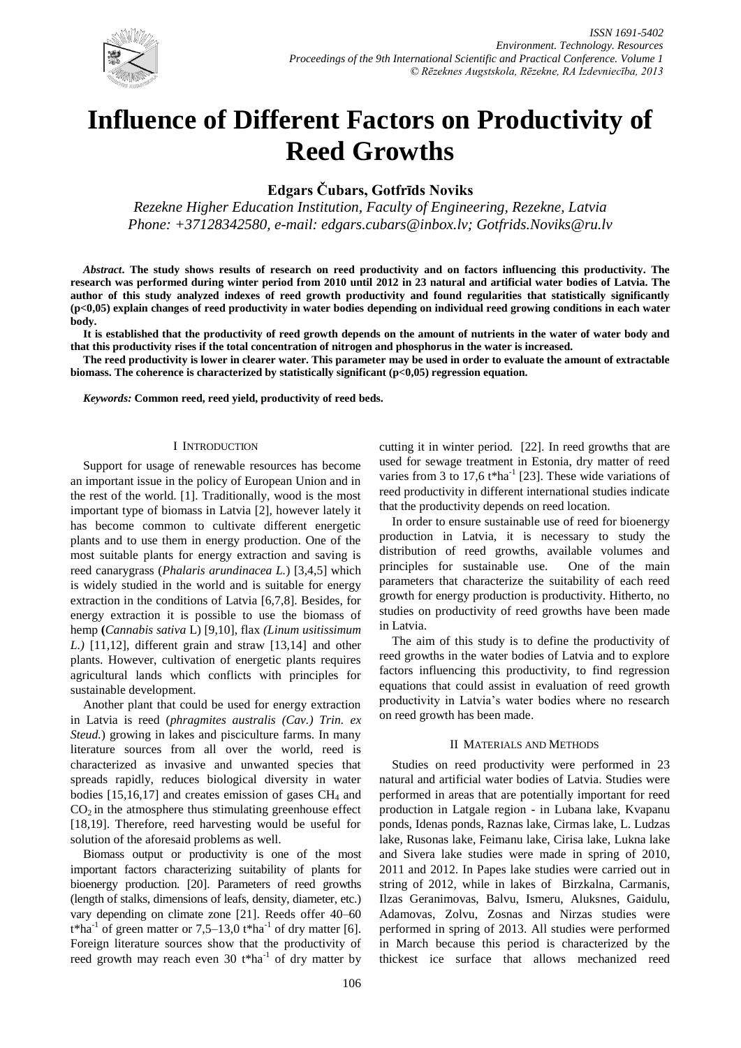# Influence of Different Factors on Productivity of Reed Growths

**Edgars Čubars, Gotfrīds Noviks**

*Rezekne Higher Education Institution, Faculty of Engineering, Rezekne, Latvia*
*Phone: +37128342580, e-mail: edgars.cubars@inbox.lv; Gotfrids.Noviks@ru.lv*

***Abstract*. The study shows results of research on reed productivity and on factors influencing this productivity. The research was performed during winter period from 2010 until 2012 in 23 natural and artificial water bodies of Latvia. The author of this study analyzed indexes of reed growth productivity and found regularities that statistically significantly ($p<0,05$) explain changes of reed productivity in water bodies depending on individual reed growing conditions in each water body.**

**It is established that the productivity of reed growth depends on the amount of nutrients in the water of water body and that this productivity rises if the total concentration of nitrogen and phosphorus in the water is increased.**

**The reed productivity is lower in clearer water. This parameter may be used in order to evaluate the amount of extractable biomass. The coherence is characterized by statistically significant ($p<0,05$) regression equation.**

***Keywords:* Common reed, reed yield, productivity of reed beds.**

## I Introduction

Support for usage of renewable resources has become an important issue in the policy of European Union and in the rest of the world. [1]. Traditionally, wood is the most important type of biomass in Latvia [2], however lately it has become common to cultivate different energetic plants and to use them in energy production. One of the most suitable plants for energy extraction and saving is reed canarygrass (*Phalaris arundinacea L.*) [3,4,5] which is widely studied in the world and is suitable for energy extraction in the conditions of Latvia [6,7,8]. Besides, for energy extraction it is possible to use the biomass of hemp **(***Cannabis sativa* L) [9,10], flax *(Linum usitissimum L.)* [11,12], different grain and straw [13,14] and other plants. However, cultivation of energetic plants requires agricultural lands which conflicts with principles for sustainable development.

Another plant that could be used for energy extraction in Latvia is reed (*phragmites australis (Cav.) Trin. ex Steud.*) growing in lakes and pisciculture farms. In many literature sources from all over the world, reed is characterized as invasive and unwanted species that spreads rapidly, reduces biological diversity in water bodies [15,16,17] and creates emission of gases $CH_4$ and $CO_2$ in the atmosphere thus stimulating greenhouse effect [18,19]. Therefore, reed harvesting would be useful for solution of the aforesaid problems as well.

Biomass output or productivity is one of the most important factors characterizing suitability of plants for bioenergy production. [20]. Parameters of reed growths (length of stalks, dimensions of leafs, density, diameter, etc.) vary depending on climate zone [21]. Reeds offer 40–60 $t*ha^{-1}$ of green matter or 7,5–13,0 $t*ha^{-1}$ of dry matter [6]. Foreign literature sources show that the productivity of reed growth may reach even 30 $t*ha^{-1}$ of dry matter by cutting it in winter period. [22]. In reed growths that are used for sewage treatment in Estonia, dry matter of reed varies from 3 to 17,6 $t*ha^{-1}$ [23]. These wide variations of reed productivity in different international studies indicate that the productivity depends on reed location.

In order to ensure sustainable use of reed for bioenergy production in Latvia, it is necessary to study the distribution of reed growths, available volumes and principles for sustainable use. One of the main parameters that characterize the suitability of each reed growth for energy production is productivity. Hitherto, no studies on productivity of reed growths have been made in Latvia.

The aim of this study is to define the productivity of reed growths in the water bodies of Latvia and to explore factors influencing this productivity, to find regression equations that could assist in evaluation of reed growth productivity in Latvia's water bodies where no research on reed growth has been made.

## II Materials and Methods

Studies on reed productivity were performed in 23 natural and artificial water bodies of Latvia. Studies were performed in areas that are potentially important for reed production in Latgale region - in Lubana lake, Kvapanu ponds, Idenas ponds, Raznas lake, Cirmas lake, L. Ludzas lake, Rusonas lake, Feimanu lake, Cirisa lake, Lukna lake and Sivera lake studies were made in spring of 2010, 2011 and 2012. In Papes lake studies were carried out in string of 2012, while in lakes of Birzkalna, Carmanis, Ilzas Geranimovas, Balvu, Ismeru, Aluksnes, Gaidulu, Adamovas, Zolvu, Zosnas and Nirzas studies were performed in spring of 2013. All studies were performed in March because this period is characterized by the thickest ice surface that allows mechanized reed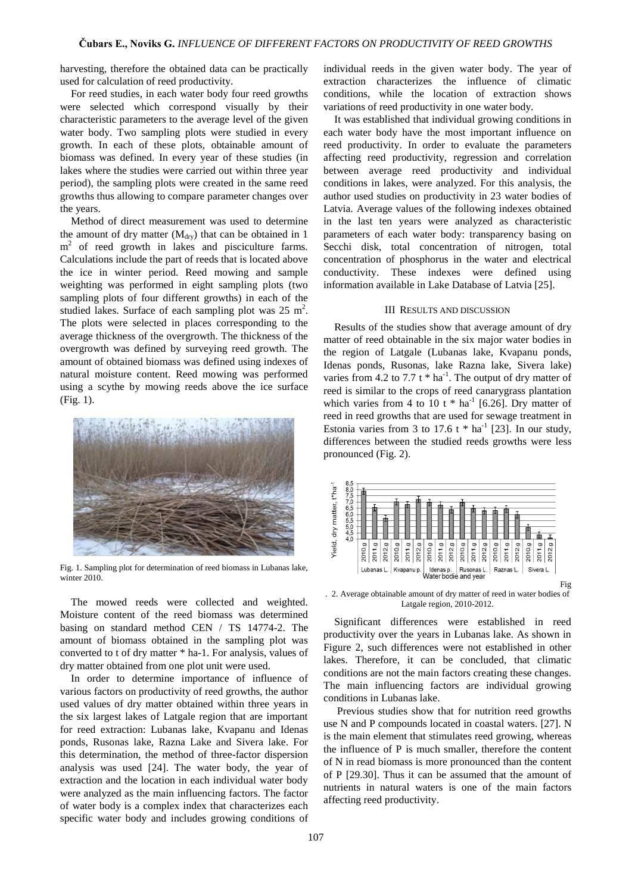harvesting, therefore the obtained data can be practically used for calculation of reed productivity.

For reed studies, in each water body four reed growths were selected which correspond visually by their characteristic parameters to the average level of the given water body. Two sampling plots were studied in every growth. In each of these plots, obtainable amount of biomass was defined. In every year of these studies (in lakes where the studies were carried out within three year period), the sampling plots were created in the same reed growths thus allowing to compare parameter changes over the years.

Method of direct measurement was used to determine the amount of dry matter ($M_{dry}$) that can be obtained in 1 $m^2$ of reed growth in lakes and pisciculture farms. Calculations include the part of reeds that is located above the ice in winter period. Reed mowing and sample weighting was performed in eight sampling plots (two sampling plots of four different growths) in each of the studied lakes. Surface of each sampling plot was 25 $m^2$. The plots were selected in places corresponding to the average thickness of the overgrowth. The thickness of the overgrowth was defined by surveying reed growth. The amount of obtained biomass was defined using indexes of natural moisture content. Reed mowing was performed using a scythe by mowing reeds above the ice surface (Fig. 1).

Fig. 1. Sampling plot for determination of reed biomass in Lubanas lake, winter 2010.

The mowed reeds were collected and weighted. Moisture content of the reed biomass was determined basing on standard method CEN / TS 14774-2. The amount of biomass obtained in the sampling plot was converted to t of dry matter * ha-1. For analysis, values of dry matter obtained from one plot unit were used.

In order to determine importance of influence of various factors on productivity of reed growths, the author used values of dry matter obtained within three years in the six largest lakes of Latgale region that are important for reed extraction: Lubanas lake, Kvapanu and Idenas ponds, Rusonas lake, Razna Lake and Sivera lake. For this determination, the method of three-factor dispersion analysis was used [24]. The water body, the year of extraction and the location in each individual water body were analyzed as the main influencing factors. The factor of water body is a complex index that characterizes each specific water body and includes growing conditions of individual reeds in the given water body. The year of extraction characterizes the influence of climatic conditions, while the location of extraction shows variations of reed productivity in one water body.

It was established that individual growing conditions in each water body have the most important influence on reed productivity. In order to evaluate the parameters affecting reed productivity, regression and correlation between average reed productivity and individual conditions in lakes, were analyzed. For this analysis, the author used studies on productivity in 23 water bodies of Latvia. Average values of the following indexes obtained in the last ten years were analyzed as characteristic parameters of each water body: transparency basing on Secchi disk, total concentration of nitrogen, total concentration of phosphorus in the water and electrical conductivity. These indexes were defined using information available in Lake Database of Latvia [25].

## III RESULTS AND DISCUSSION

Results of the studies show that average amount of dry matter of reed obtainable in the six major water bodies in the region of Latgale (Lubanas lake, Kvapanu ponds, Idenas ponds, Rusonas, lake Razna lake, Sivera lake) varies from 4.2 to 7.7 t * $ha^{-1}$. The output of dry matter of reed is similar to the crops of reed canarygrass plantation which varies from 4 to 10 t * $ha^{-1}$ [6.26]. Dry matter of reed in reed growths that are used for sewage treatment in Estonia varies from 3 to 17.6 t * $ha^{-1}$ [23]. In our study, differences between the studied reeds growths were less pronounced (Fig. 2).

Fig. 2. Average obtainable amount of dry matter of reed in water bodies of Latgale region, 2010-2012.

Significant differences were established in reed productivity over the years in Lubanas lake. As shown in Figure 2, such differences were not established in other lakes. Therefore, it can be concluded, that climatic conditions are not the main factors creating these changes. The main influencing factors are individual growing conditions in Lubanas lake.

Previous studies show that for nutrition reed growths use N and P compounds located in coastal waters. [27]. N is the main element that stimulates reed growing, whereas the influence of P is much smaller, therefore the content of N in read biomass is more pronounced than the content of P [29.30]. Thus it can be assumed that the amount of nutrients in natural waters is one of the main factors affecting reed productivity.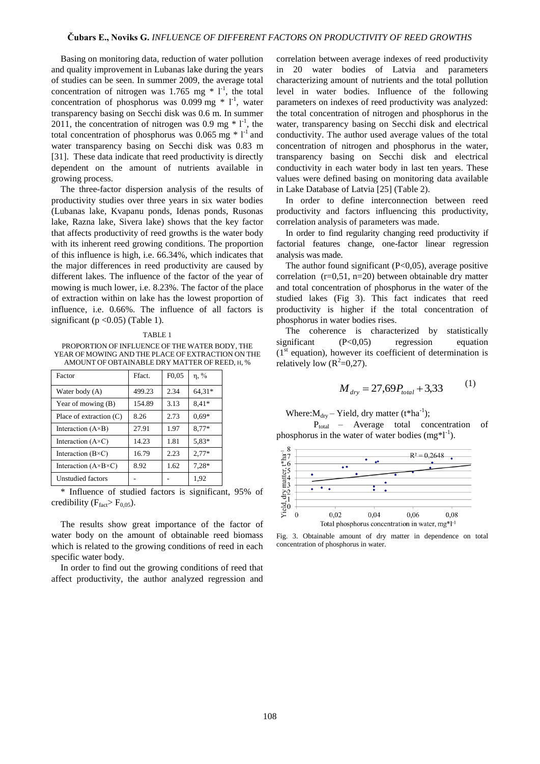Basing on monitoring data, reduction of water pollution and quality improvement in Lubanas lake during the years of studies can be seen. In summer 2009, the average total concentration of nitrogen was 1.765 mg * $l^{-1}$, the total concentration of phosphorus was 0.099 mg * $l^{-1}$, water transparency basing on Secchi disk was 0.6 m. In summer 2011, the concentration of nitrogen was 0.9 mg * $l^{-1}$, the total concentration of phosphorus was 0.065 mg * $l^{-1}$ and water transparency basing on Secchi disk was 0.83 m [31]. These data indicate that reed productivity is directly dependent on the amount of nutrients available in growing process.

The three-factor dispersion analysis of the results of productivity studies over three years in six water bodies (Lubanas lake, Kvapanu ponds, Idenas ponds, Rusonas lake, Razna lake, Sivera lake) shows that the key factor that affects productivity of reed growths is the water body with its inherent reed growing conditions. The proportion of this influence is high, i.e. 66.34%, which indicates that the major differences in reed productivity are caused by different lakes. The influence of the factor of the year of mowing is much lower, i.e. 8.23%. The factor of the place of extraction within on lake has the lowest proportion of influence, i.e. 0.66%. The influence of all factors is significant ($p < 0.05$) (Table 1).

TABLE 1

PROPORTION OF INFLUENCE OF THE WATER BODY, THE YEAR OF MOWING AND THE PLACE OF EXTRACTION ON THE AMOUNT OF OBTAINABLE DRY MATTER OF REED, H, %

| Factor | Ffact. | F0,05 | η, % |
|---|---|---|---|
| Water body (A) | 499.23 | 2.34 | 64,31* |
| Year of mowing (B) | 154.89 | 3.13 | 8,41* |
| Place of extraction (C) | 8.26 | 2.73 | 0,69* |
| Interaction (A×B) | 27.91 | 1.97 | 8,77* |
| Interaction (A×C) | 14.23 | 1.81 | 5,83* |
| Interaction (B×C) | 16.79 | 2.23 | 2,77* |
| Interaction (A×B×C) | 8.92 | 1.62 | 7,28* |
| Unstudied factors | - | - | 1,92 |

\* Influence of studied factors is significant, 95% of credibility ($F_{fact} > F_{0,05}$).

The results show great importance of the factor of water body on the amount of obtainable reed biomass which is related to the growing conditions of reed in each specific water body.

In order to find out the growing conditions of reed that affect productivity, the author analyzed regression and correlation between average indexes of reed productivity in 20 water bodies of Latvia and parameters characterizing amount of nutrients and the total pollution level in water bodies. Influence of the following parameters on indexes of reed productivity was analyzed: the total concentration of nitrogen and phosphorus in the water, transparency basing on Secchi disk and electrical conductivity. The author used average values of the total concentration of nitrogen and phosphorus in the water, transparency basing on Secchi disk and electrical conductivity in each water body in last ten years. These values were defined basing on monitoring data available in Lake Database of Latvia [25] (Table 2).

In order to define interconnection between reed productivity and factors influencing this productivity, correlation analysis of parameters was made.

In order to find regularity changing reed productivity if factorial features change, one-factor linear regression analysis was made.

The author found significant ($P<0,05$), average positive correlation ($r=0,51$, $n=20$) between obtainable dry matter and total concentration of phosphorus in the water of the studied lakes (Fig 3). This fact indicates that reed productivity is higher if the total concentration of phosphorus in water bodies rises.

The coherence is characterized by statistically significant ($P<0,05$) regression equation (1st equation), however its coefficient of determination is relatively low ($R^2=0,27$).

$$M_{dry} = 27{,}69 P_{total} + 3{,}33 \qquad (1)$$

Where: $M_{dry}$ – Yield, dry matter ($t*ha^{-1}$);

$P_{total}$ – Average total concentration of phosphorus in the water of water bodies ($mg*l^{-1}$).

Fig. 3. Obtainable amount of dry matter in dependence on total concentration of phosphorus in water.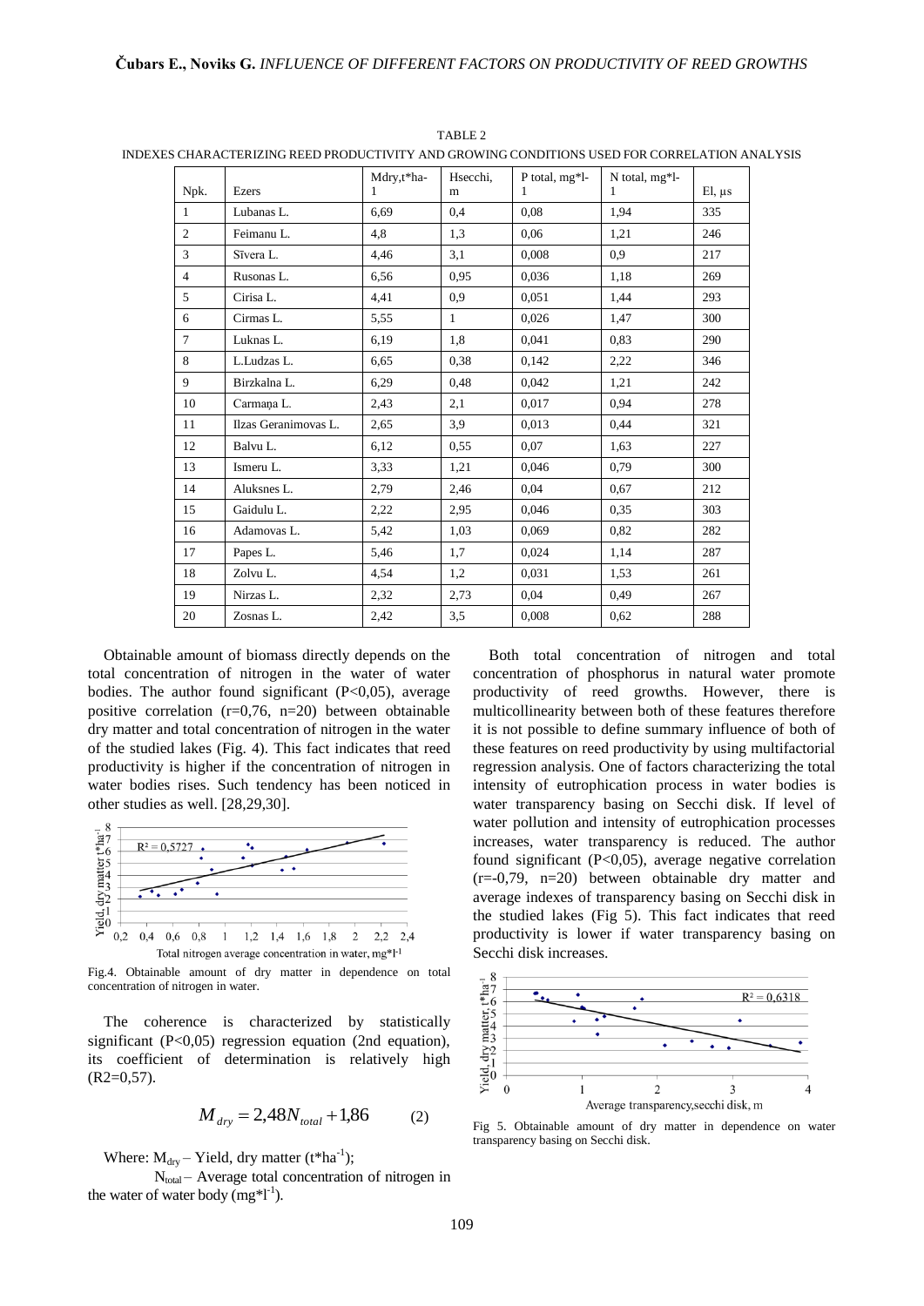TABLE 2

INDEXES CHARACTERIZING REED PRODUCTIVITY AND GROWING CONDITIONS USED FOR CORRELATION ANALYSIS

| Npk. | Ezers | Mdry,t*ha-1 | Hsecchi, m | P total, mg*l-1 | N total, mg*l-1 | El, µs |
|---|---|---|---|---|---|---|
| 1 | Lubanas L. | 6,69 | 0,4 | 0,08 | 1,94 | 335 |
| 2 | Feimanu L. | 4,8 | 1,3 | 0,06 | 1,21 | 246 |
| 3 | Sīvera L. | 4,46 | 3,1 | 0,008 | 0,9 | 217 |
| 4 | Rusonas L. | 6,56 | 0,95 | 0,036 | 1,18 | 269 |
| 5 | Cirisa L. | 4,41 | 0,9 | 0,051 | 1,44 | 293 |
| 6 | Cirmas L. | 5,55 | 1 | 0,026 | 1,47 | 300 |
| 7 | Luknas L. | 6,19 | 1,8 | 0,041 | 0,83 | 290 |
| 8 | L.Ludzas L. | 6,65 | 0,38 | 0,142 | 2,22 | 346 |
| 9 | Birzkalna L. | 6,29 | 0,48 | 0,042 | 1,21 | 242 |
| 10 | Carmaņa L. | 2,43 | 2,1 | 0,017 | 0,94 | 278 |
| 11 | Ilzas Geranimovas L. | 2,65 | 3,9 | 0,013 | 0,44 | 321 |
| 12 | Balvu L. | 6,12 | 0,55 | 0,07 | 1,63 | 227 |
| 13 | Ismeru L. | 3,33 | 1,21 | 0,046 | 0,79 | 300 |
| 14 | Aluksnes L. | 2,79 | 2,46 | 0,04 | 0,67 | 212 |
| 15 | Gaidulu L. | 2,22 | 2,95 | 0,046 | 0,35 | 303 |
| 16 | Adamovas L. | 5,42 | 1,03 | 0,069 | 0,82 | 282 |
| 17 | Papes L. | 5,46 | 1,7 | 0,024 | 1,14 | 287 |
| 18 | Zolvu L. | 4,54 | 1,2 | 0,031 | 1,53 | 261 |
| 19 | Nirzas L. | 2,32 | 2,73 | 0,04 | 0,49 | 267 |
| 20 | Zosnas L. | 2,42 | 3,5 | 0,008 | 0,62 | 288 |

Obtainable amount of biomass directly depends on the total concentration of nitrogen in the water of water bodies. The author found significant ($P<0,05$), average positive correlation ($r=0,76$, $n=20$) between obtainable dry matter and total concentration of nitrogen in the water of the studied lakes (Fig. 4). This fact indicates that reed productivity is higher if the concentration of nitrogen in water bodies rises. Such tendency has been noticed in other studies as well. [28,29,30].

Fig.4. Obtainable amount of dry matter in dependence on total concentration of nitrogen in water.

The coherence is characterized by statistically significant ($P<0,05$) regression equation (2nd equation), its coefficient of determination is relatively high ($R2=0,57$).

$$M_{dry} = 2{,}48 N_{total} + 1{,}86 \qquad (2)$$

Where: $M_{dry}$ – Yield, dry matter ($t*ha^{-1}$);

$N_{total}$ – Average total concentration of nitrogen in the water of water body ($mg*l^{-1}$).

Both total concentration of nitrogen and total concentration of phosphorus in natural water promote productivity of reed growths. However, there is multicollinearity between both of these features therefore it is not possible to define summary influence of both of these features on reed productivity by using multifactorial regression analysis. One of factors characterizing the total intensity of eutrophication process in water bodies is water transparency basing on Secchi disk. If level of water pollution and intensity of eutrophication processes increases, water transparency is reduced. The author found significant ($P<0,05$), average negative correlation ($r=-0,79$, $n=20$) between obtainable dry matter and average indexes of transparency basing on Secchi disk in the studied lakes (Fig 5). This fact indicates that reed productivity is lower if water transparency basing on Secchi disk increases.

Fig 5. Obtainable amount of dry matter in dependence on water transparency basing on Secchi disk.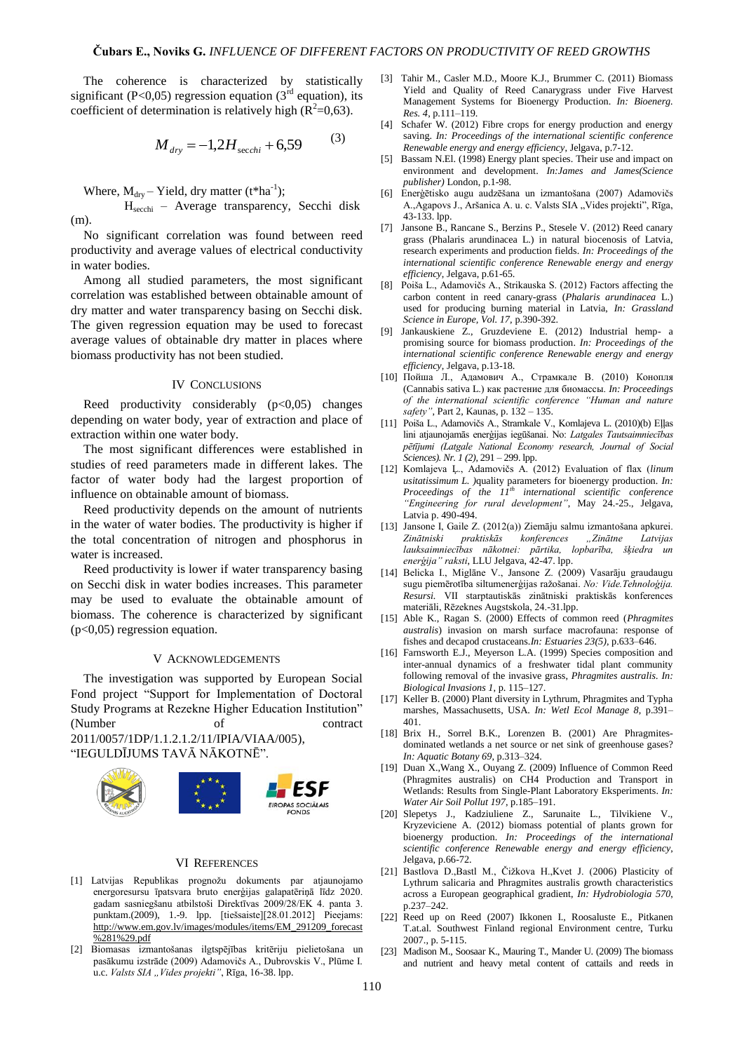The coherence is characterized by statistically significant (P<0,05) regression equation (3[rd] equation), its coefficient of determination is relatively high ($R^2$=0,63).

$$M_{dry} = -1{,}2H_{secchi} + 6{,}59 \qquad (3)$$

Where, $M_{dry}$ – Yield, dry matter (t*ha$^{-1}$);

$H_{secchi}$ – Average transparency, Secchi disk (m).

No significant correlation was found between reed productivity and average values of electrical conductivity in water bodies.

Among all studied parameters, the most significant correlation was established between obtainable amount of dry matter and water transparency basing on Secchi disk. The given regression equation may be used to forecast average values of obtainable dry matter in places where biomass productivity has not been studied.

## IV Conclusions

Reed productivity considerably (p<0,05) changes depending on water body, year of extraction and place of extraction within one water body.

The most significant differences were established in studies of reed parameters made in different lakes. The factor of water body had the largest proportion of influence on obtainable amount of biomass.

Reed productivity depends on the amount of nutrients in the water of water bodies. The productivity is higher if the total concentration of nitrogen and phosphorus in water is increased.

Reed productivity is lower if water transparency basing on Secchi disk in water bodies increases. This parameter may be used to evaluate the obtainable amount of biomass. The coherence is characterized by significant (p<0,05) regression equation.

## V Acknowledgements

The investigation was supported by European Social Fond project "Support for Implementation of Doctoral Study Programs at Rezekne Higher Education Institution" (Number of contract 2011/0057/1DP/1.1.2.1.2/11/IPIA/VIAA/005), "IEGULDĪJUMS TAVĀ NĀKOTNĒ".

## VI References

[1] Latvijas Republikas prognožu dokuments par atjaunojamo energoresursu īpatsvara bruto enerģijas galapatēriņā līdz 2020. gadam sasniegšanu atbilstoši Direktīvas 2009/28/EK 4. panta 3. punktam.(2009), 1.-9. lpp. [tiešsaiste][28.01.2012] Pieejams: http://www.em.gov.lv/images/modules/items/EM_291209_forecast%281%29.pdf

[2] Biomasas izmantošanas ilgtspējības kritēriju pielietošana un pasākumu izstrāde (2009) Adamovičs A., Dubrovskis V., Plūme I. u.c. *Valsts SIA „Vides projekti"*, Rīga, 16-38. lpp.

[3] Tahir M., Casler M.D., Moore K.J., Brummer C. (2011) Biomass Yield and Quality of Reed Canarygrass under Five Harvest Management Systems for Bioenergy Production. *In: Bioenerg. Res. 4*, p.111–119.

[4] Schafer W. (2012) Fibre crops for energy production and energy saving. *In: Proceedings of the international scientific conference Renewable energy and energy efficiency*, Jelgava, p.7-12.

[5] Bassam N.El. (1998) Energy plant species. Their use and impact on environment and development. *In:James and James(Science publisher)* London, p.1-98.

[6] Enerģētisko augu audzēšana un izmantošana (2007) Adamovičs A.,Agapovs J., Aršanica A. u. c. Valsts SIA „Vides projekti", Rīga, 43-133. lpp.

[7] Jansone B., Rancane S., Berzins P., Stesele V. (2012) Reed canary grass (Phalaris arundinacea L.) in natural biocenosis of Latvia, research experiments and production fields. *In: Proceedings of the international scientific conference Renewable energy and energy efficiency*, Jelgava, p.61-65.

[8] Poiša L., Adamovičs A., Strikauska S. (2012) Factors affecting the carbon content in reed canary-grass (*Phalaris arundinacea* L.) used for producing burning material in Latvia, *In: Grassland Science in Europe, Vol. 17*, p.390-392.

[9] Jankauskiene Z., Gruzdeviene E. (2012) Industrial hemp- a promising source for biomass production. *In: Proceedings of the international scientific conference Renewable energy and energy efficiency*, Jelgava, p.13-18.

[10] Пойша Л., Адамович А., Страмкале В. (2010) Конопля (Cannabis sativa L.) как растение для биомассы. *In: Proceedings of the international scientific conference "Human and nature safety"*, Part 2, Kaunas, p. 132 – 135.

[11] Poiša L., Adamovičs A., Stramkale V., Komlajeva L. (2010)(b) Eļļas lini atjaunojamās enerģijas iegūšanai. No: *Latgales Tautsaimniecības pētījumi (Latgale National Economy research, Journal of Social Sciences). Nr. 1 (2)*, 291 – 299. lpp.

[12] Komlajeva Ļ., Adamovičs A. (2012) Evaluation of flax (*linum usitatissimum L.* )quality parameters for bioenergy production. *In: Proceedings of the 11[th] international scientific conference "Engineering for rural development"*, May 24.-25., Jelgava, Latvia p. 490-494.

[13] Jansone I, Gaile Z. (2012(a)) Ziemāju salmu izmantošana apkurei. *Zinātniski praktiskās konferences „Zinātne Latvijas lauksaimniecības nākotnei: pārtika, lopbarība, šķiedra un enerģija" raksti*, LLU Jelgava, 42-47. lpp.

[14] Belicka I., Miglāne V., Jansone Z. (2009) Vasarāju graudaugu sugu piemērotība siltumenerģijas ražošanai. *No: Vide.Tehnoloģija. Resursi.* VII starptautiskās zinātniski praktiskās konferences materiāli, Rēzeknes Augstskola, 24.-31.lpp.

[15] Able K., Ragan S. (2000) Effects of common reed (*Phragmites australis*) invasion on marsh surface macrofauna: response of fishes and decapod crustaceans.*In: Estuaries 23(5)*, p.633–646.

[16] Farnsworth E.J., Meyerson L.A. (1999) Species composition and inter-annual dynamics of a freshwater tidal plant community following removal of the invasive grass, *Phragmites australis. In: Biological Invasions 1*, p. 115–127.

[17] Keller B. (2000) Plant diversity in Lythrum, Phragmites and Typha marshes, Massachusetts, USA. *In: Wetl Ecol Manage 8*, p.391–401.

[18] Brix H., Sorrel B.K., Lorenzen B. (2001) Are Phragmites-dominated wetlands a net source or net sink of greenhouse gases? *In: Aquatic Botany 69*, p.313–324.

[19] Duan X.,Wang X., Ouyang Z. (2009) Influence of Common Reed (Phragmites australis) on CH4 Production and Transport in Wetlands: Results from Single-Plant Laboratory Eksperiments. *In: Water Air Soil Pollut 197*, p.185–191.

[20] Slepetys J., Kadziuliene Z., Sarunaite L., Tilvikiene V., Kryzeviciene A. (2012) biomass potential of plants grown for bioenergy production. *In: Proceedings of the international scientific conference Renewable energy and energy efficiency*, Jelgava, p.66-72.

[21] Bastlova D.,Bastl M., Čižkova H.,Kvet J. (2006) Plasticity of Lythrum salicaria and Phragmites australis growth characteristics across a European geographical gradient, *In: Hydrobiologia 570*, p.237–242.

[22] Reed up on Reed (2007) Ikkonen I., Roosaluste E., Pitkanen T.at.al. Southwest Finland regional Environment centre, Turku 2007., p. 5-115.

[23] Madison M., Soosaar K., Mauring T., Mander U. (2009) The biomass and nutrient and heavy metal content of cattails and reeds in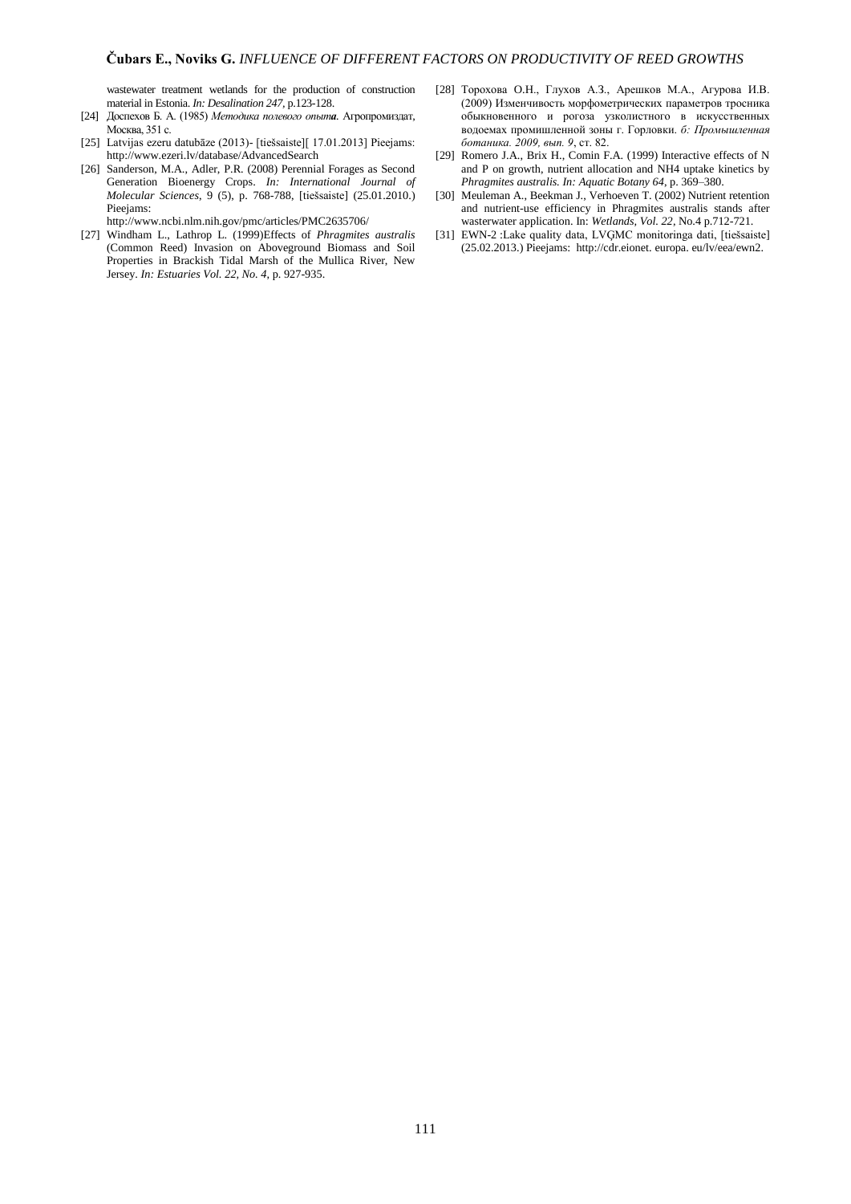wastewater treatment wetlands for the production of construction material in Estonia. *In: Desalination 247*, p.123-128.

[24] Доспехов Б. А. (1985) *Методика полевого опыта.* Агропромиздат, Москва, 351 с.

[25] Latvijas ezeru datubāze (2013)- [tiešsaiste][ 17.01.2013] Pieejams: http://www.ezeri.lv/database/AdvancedSearch

[26] Sanderson, M.A., Adler, P.R. (2008) Perennial Forages as Second Generation Bioenergy Crops. *In: International Journal of Molecular Sciences*, 9 (5), p. 768-788, [tiešsaiste] (25.01.2010.) Pieejams:
http://www.ncbi.nlm.nih.gov/pmc/articles/PMC2635706/

[27] Windham L., Lathrop L. (1999)Effects of *Phragmites australis* (Common Reed) Invasion on Aboveground Biomass and Soil Properties in Brackish Tidal Marsh of the Mullica River, New Jersey. *In: Estuaries Vol. 22, No. 4*, p. 927-935.

[28] Торохова О.Н., Глухов А.З., Арешков М.А., Агурова И.В. (2009) Изменчивость морфометрических параметров тросника обыкновенного и рогоза узколистного в искусственных водоемах промишленной зоны г. Горловки. *б: Промышленная ботаника. 2009, вып. 9*, ст. 82.

[29] Romero J.A., Brix H., Comin F.A. (1999) Interactive effects of N and P on growth, nutrient allocation and NH4 uptake kinetics by *Phragmites australis. In: Aquatic Botany 64*, p. 369–380.

[30] Meuleman A., Beekman J., Verhoeven T. (2002) Nutrient retention and nutrient-use efficiency in Phragmites australis stands after wasterwater application. In: *Wetlands, Vol. 22*, No.4 p.712-721.

[31] EWN-2 :Lake quality data, LVĢMC monitoringa dati, [tiešsaiste] (25.02.2013.) Pieejams: http://cdr.eionet. europa. eu/lv/eea/ewn2.